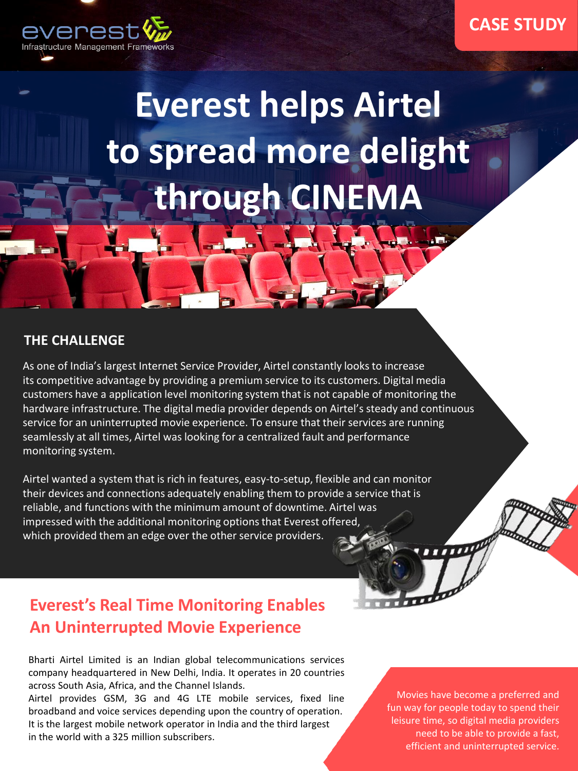everest
Infrastructure Management Frameworks

CASE STUDY

# Everest helps Airtel to spread more delight through CINEMA

## THE CHALLENGE

As one of India's largest Internet Service Provider, Airtel constantly looks to increase its competitive advantage by providing a premium service to its customers. Digital media customers have a application level monitoring system that is not capable of monitoring the hardware infrastructure. The digital media provider depends on Airtel's steady and continuous service for an uninterrupted movie experience. To ensure that their services are running seamlessly at all times, Airtel was looking for a centralized fault and performance monitoring system.

Airtel wanted a system that is rich in features, easy-to-setup, flexible and can monitor their devices and connections adequately enabling them to provide a service that is reliable, and functions with the minimum amount of downtime. Airtel was impressed with the additional monitoring options that Everest offered, which provided them an edge over the other service providers.

## Everest's Real Time Monitoring Enables An Uninterrupted Movie Experience

Bharti Airtel Limited is an Indian global telecommunications services company headquartered in New Delhi, India. It operates in 20 countries across South Asia, Africa, and the Channel Islands.
Airtel provides GSM, 3G and 4G LTE mobile services, fixed line broadband and voice services depending upon the country of operation. It is the largest mobile network operator in India and the third largest in the world with a 325 million subscribers.

Movies have become a preferred and fun way for people today to spend their leisure time, so digital media providers need to be able to provide a fast, efficient and uninterrupted service.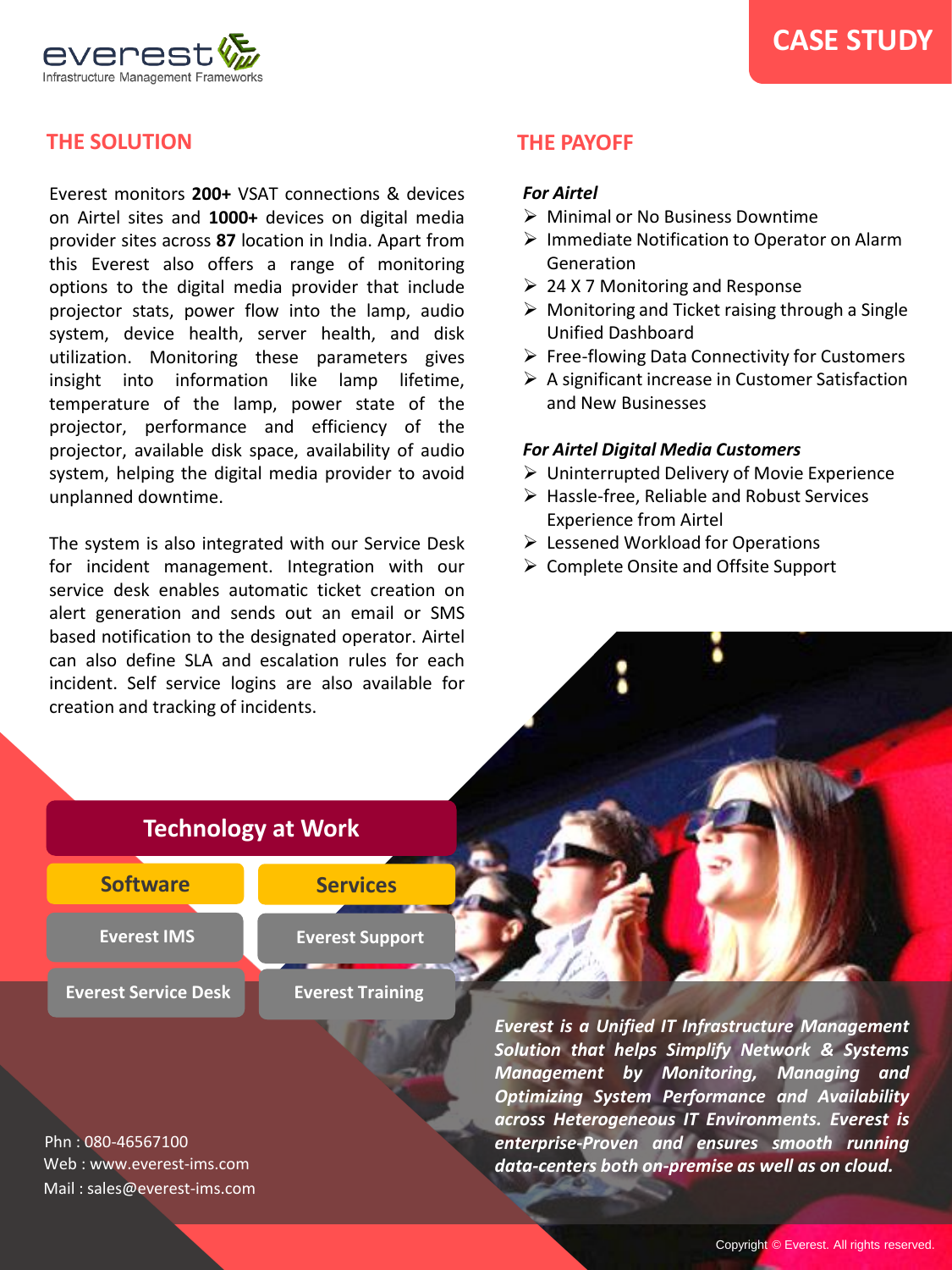everest
Infrastructure Management Frameworks

CASE STUDY

## THE SOLUTION

Everest monitors **200+** VSAT connections & devices on Airtel sites and **1000+** devices on digital media provider sites across **87** location in India. Apart from this Everest also offers a range of monitoring options to the digital media provider that include projector stats, power flow into the lamp, audio system, device health, server health, and disk utilization. Monitoring these parameters gives insight into information like lamp lifetime, temperature of the lamp, power state of the projector, performance and efficiency of the projector, available disk space, availability of audio system, helping the digital media provider to avoid unplanned downtime.

The system is also integrated with our Service Desk for incident management. Integration with our service desk enables automatic ticket creation on alert generation and sends out an email or SMS based notification to the designated operator. Airtel can also define SLA and escalation rules for each incident. Self service logins are also available for creation and tracking of incidents.

## THE PAYOFF

***For Airtel***

- Minimal or No Business Downtime
- Immediate Notification to Operator on Alarm Generation
- 24 X 7 Monitoring and Response
- Monitoring and Ticket raising through a Single Unified Dashboard
- Free-flowing Data Connectivity for Customers
- A significant increase in Customer Satisfaction and New Businesses

***For Airtel Digital Media Customers***

- Uninterrupted Delivery of Movie Experience
- Hassle-free, Reliable and Robust Services Experience from Airtel
- Lessened Workload for Operations
- Complete Onsite and Offsite Support

### Technology at Work

| Software | Services |
| --- | --- |
| Everest IMS | Everest Support |
| Everest Service Desk | Everest Training |

***Everest is a Unified IT Infrastructure Management Solution that helps Simplify Network & Systems Management by Monitoring, Managing and Optimizing System Performance and Availability across Heterogeneous IT Environments. Everest is enterprise-Proven and ensures smooth running data-centers both on-premise as well as on cloud.***

Phn : 080-46567100
Web : www.everest-ims.com
Mail : sales@everest-ims.com

Copyright © Everest. All rights reserved.